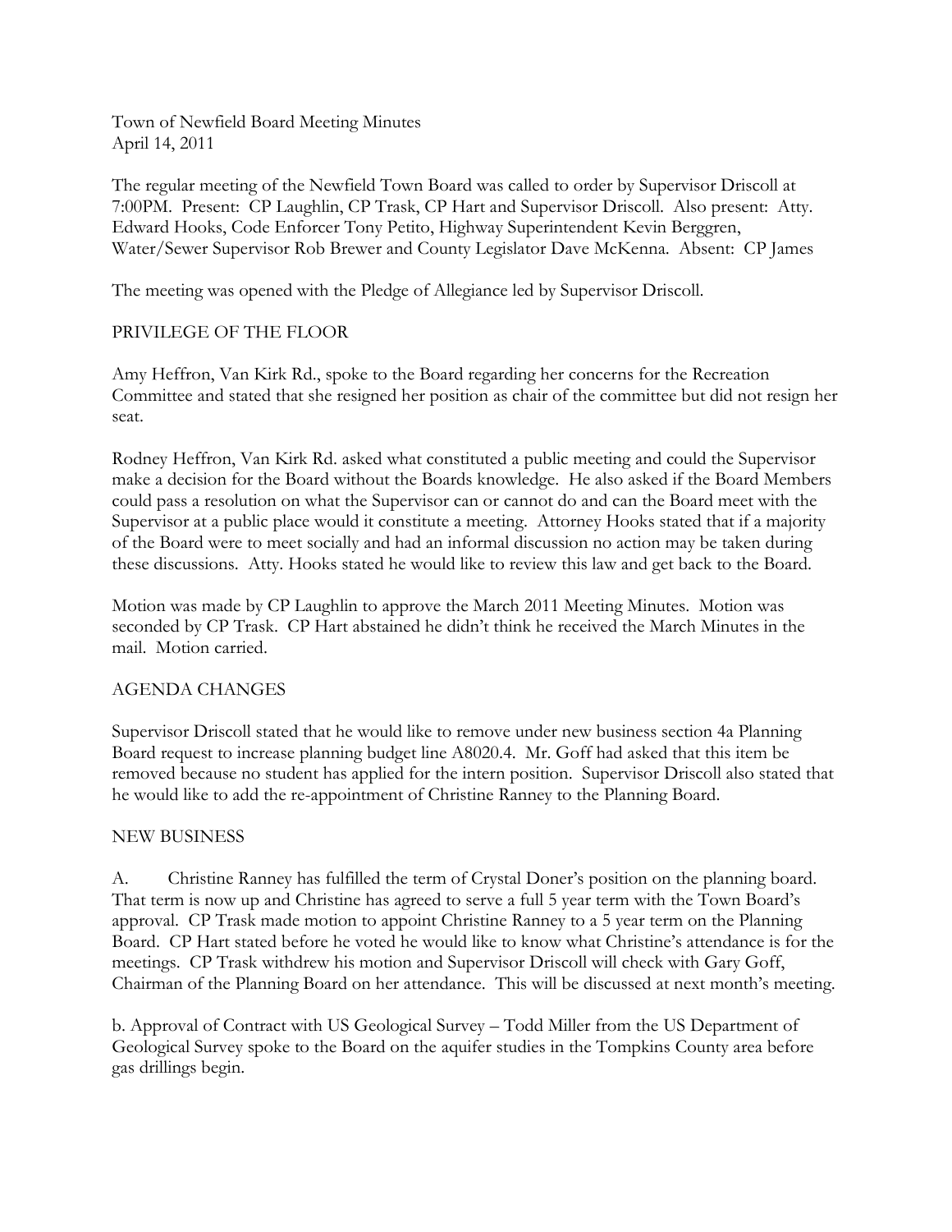Town of Newfield Board Meeting Minutes
April 14, 2011

The regular meeting of the Newfield Town Board was called to order by Supervisor Driscoll at 7:00PM. Present: CP Laughlin, CP Trask, CP Hart and Supervisor Driscoll. Also present: Atty. Edward Hooks, Code Enforcer Tony Petito, Highway Superintendent Kevin Berggren, Water/Sewer Supervisor Rob Brewer and County Legislator Dave McKenna. Absent: CP James

The meeting was opened with the Pledge of Allegiance led by Supervisor Driscoll.

## PRIVILEGE OF THE FLOOR

Amy Heffron, Van Kirk Rd., spoke to the Board regarding her concerns for the Recreation Committee and stated that she resigned her position as chair of the committee but did not resign her seat.

Rodney Heffron, Van Kirk Rd. asked what constituted a public meeting and could the Supervisor make a decision for the Board without the Boards knowledge. He also asked if the Board Members could pass a resolution on what the Supervisor can or cannot do and can the Board meet with the Supervisor at a public place would it constitute a meeting. Attorney Hooks stated that if a majority of the Board were to meet socially and had an informal discussion no action may be taken during these discussions. Atty. Hooks stated he would like to review this law and get back to the Board.

Motion was made by CP Laughlin to approve the March 2011 Meeting Minutes. Motion was seconded by CP Trask. CP Hart abstained he didn't think he received the March Minutes in the mail. Motion carried.

## AGENDA CHANGES

Supervisor Driscoll stated that he would like to remove under new business section 4a Planning Board request to increase planning budget line A8020.4. Mr. Goff had asked that this item be removed because no student has applied for the intern position. Supervisor Driscoll also stated that he would like to add the re-appointment of Christine Ranney to the Planning Board.

## NEW BUSINESS

A. Christine Ranney has fulfilled the term of Crystal Doner's position on the planning board. That term is now up and Christine has agreed to serve a full 5 year term with the Town Board's approval. CP Trask made motion to appoint Christine Ranney to a 5 year term on the Planning Board. CP Hart stated before he voted he would like to know what Christine's attendance is for the meetings. CP Trask withdrew his motion and Supervisor Driscoll will check with Gary Goff, Chairman of the Planning Board on her attendance. This will be discussed at next month's meeting.

b. Approval of Contract with US Geological Survey – Todd Miller from the US Department of Geological Survey spoke to the Board on the aquifer studies in the Tompkins County area before gas drillings begin.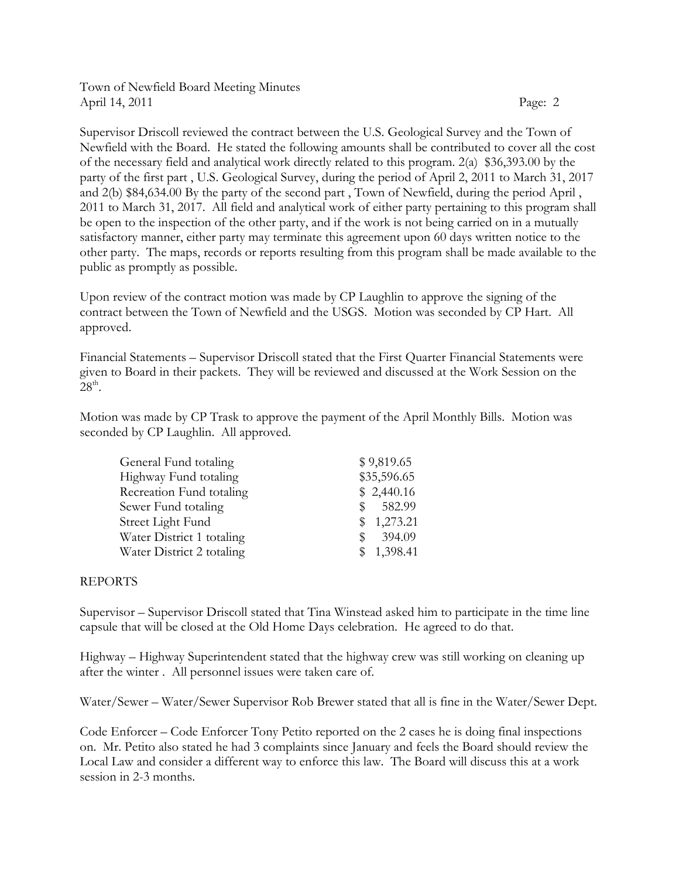Supervisor Driscoll reviewed the contract between the U.S. Geological Survey and the Town of Newfield with the Board. He stated the following amounts shall be contributed to cover all the cost of the necessary field and analytical work directly related to this program. 2(a) $36,393.00 by the party of the first part , U.S. Geological Survey, during the period of April 2, 2011 to March 31, 2017 and 2(b) $84,634.00 By the party of the second part , Town of Newfield, during the period April , 2011 to March 31, 2017. All field and analytical work of either party pertaining to this program shall be open to the inspection of the other party, and if the work is not being carried on in a mutually satisfactory manner, either party may terminate this agreement upon 60 days written notice to the other party. The maps, records or reports resulting from this program shall be made available to the public as promptly as possible.

Upon review of the contract motion was made by CP Laughlin to approve the signing of the contract between the Town of Newfield and the USGS. Motion was seconded by CP Hart. All approved.

Financial Statements – Supervisor Driscoll stated that the First Quarter Financial Statements were given to Board in their packets. They will be reviewed and discussed at the Work Session on the 28th.

Motion was made by CP Trask to approve the payment of the April Monthly Bills. Motion was seconded by CP Laughlin. All approved.

| | |
|---|---|
| General Fund totaling | $ 9,819.65 |
| Highway Fund totaling | $35,596.65 |
| Recreation Fund totaling | $ 2,440.16 |
| Sewer Fund totaling | $ 582.99 |
| Street Light Fund | $ 1,273.21 |
| Water District 1 totaling | $ 394.09 |
| Water District 2 totaling | $ 1,398.41 |

REPORTS

Supervisor – Supervisor Driscoll stated that Tina Winstead asked him to participate in the time line capsule that will be closed at the Old Home Days celebration. He agreed to do that.

Highway – Highway Superintendent stated that the highway crew was still working on cleaning up after the winter . All personnel issues were taken care of.

Water/Sewer – Water/Sewer Supervisor Rob Brewer stated that all is fine in the Water/Sewer Dept.

Code Enforcer – Code Enforcer Tony Petito reported on the 2 cases he is doing final inspections on. Mr. Petito also stated he had 3 complaints since January and feels the Board should review the Local Law and consider a different way to enforce this law. The Board will discuss this at a work session in 2-3 months.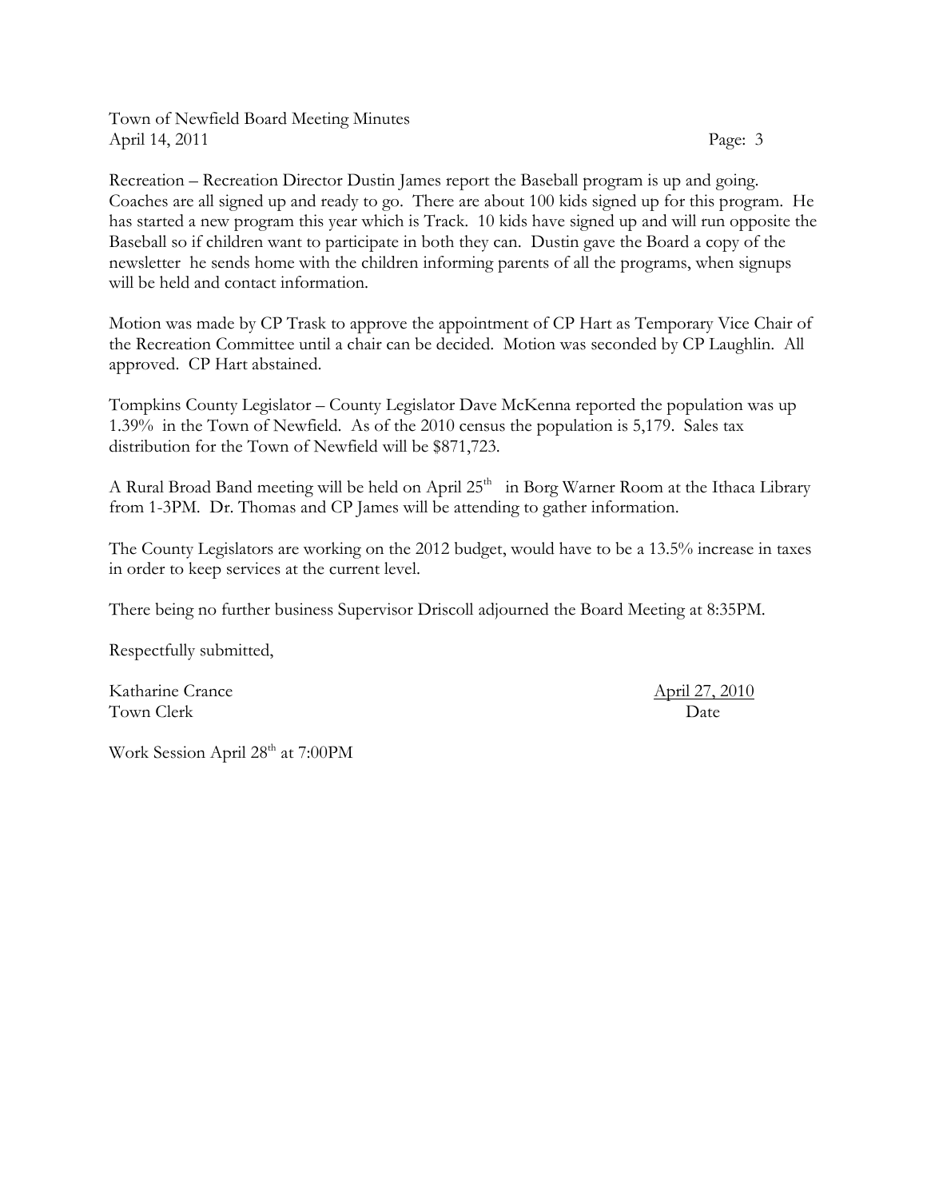Recreation – Recreation Director Dustin James report the Baseball program is up and going. Coaches are all signed up and ready to go. There are about 100 kids signed up for this program. He has started a new program this year which is Track. 10 kids have signed up and will run opposite the Baseball so if children want to participate in both they can. Dustin gave the Board a copy of the newsletter he sends home with the children informing parents of all the programs, when signups will be held and contact information.

Motion was made by CP Trask to approve the appointment of CP Hart as Temporary Vice Chair of the Recreation Committee until a chair can be decided. Motion was seconded by CP Laughlin. All approved. CP Hart abstained.

Tompkins County Legislator – County Legislator Dave McKenna reported the population was up 1.39% in the Town of Newfield. As of the 2010 census the population is 5,179. Sales tax distribution for the Town of Newfield will be $871,723.

A Rural Broad Band meeting will be held on April 25th in Borg Warner Room at the Ithaca Library from 1-3PM. Dr. Thomas and CP James will be attending to gather information.

The County Legislators are working on the 2012 budget, would have to be a 13.5% increase in taxes in order to keep services at the current level.

There being no further business Supervisor Driscoll adjourned the Board Meeting at 8:35PM.

Respectfully submitted,

Katharine Crance — April 27, 2010
Town Clerk — Date

Work Session April 28th at 7:00PM